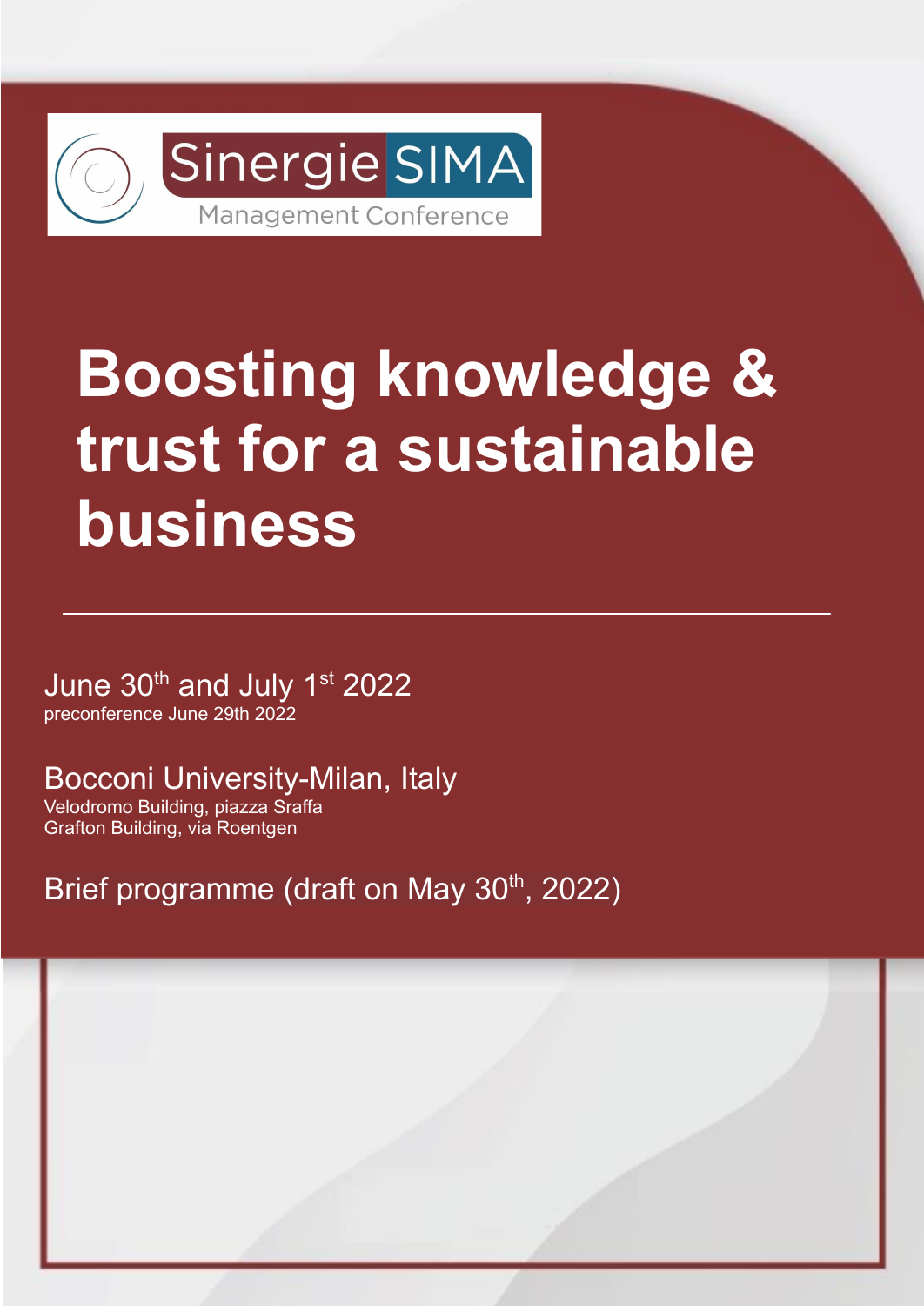Sinergie SIMA

Management Conference

# Boosting knowledge & trust for a sustainable business

June 30th and July 1st 2022

preconference June 29th 2022

Bocconi University-Milan, Italy

Velodromo Building, piazza Sraffa

Grafton Building, via Roentgen

Brief programme (draft on May 30th, 2022)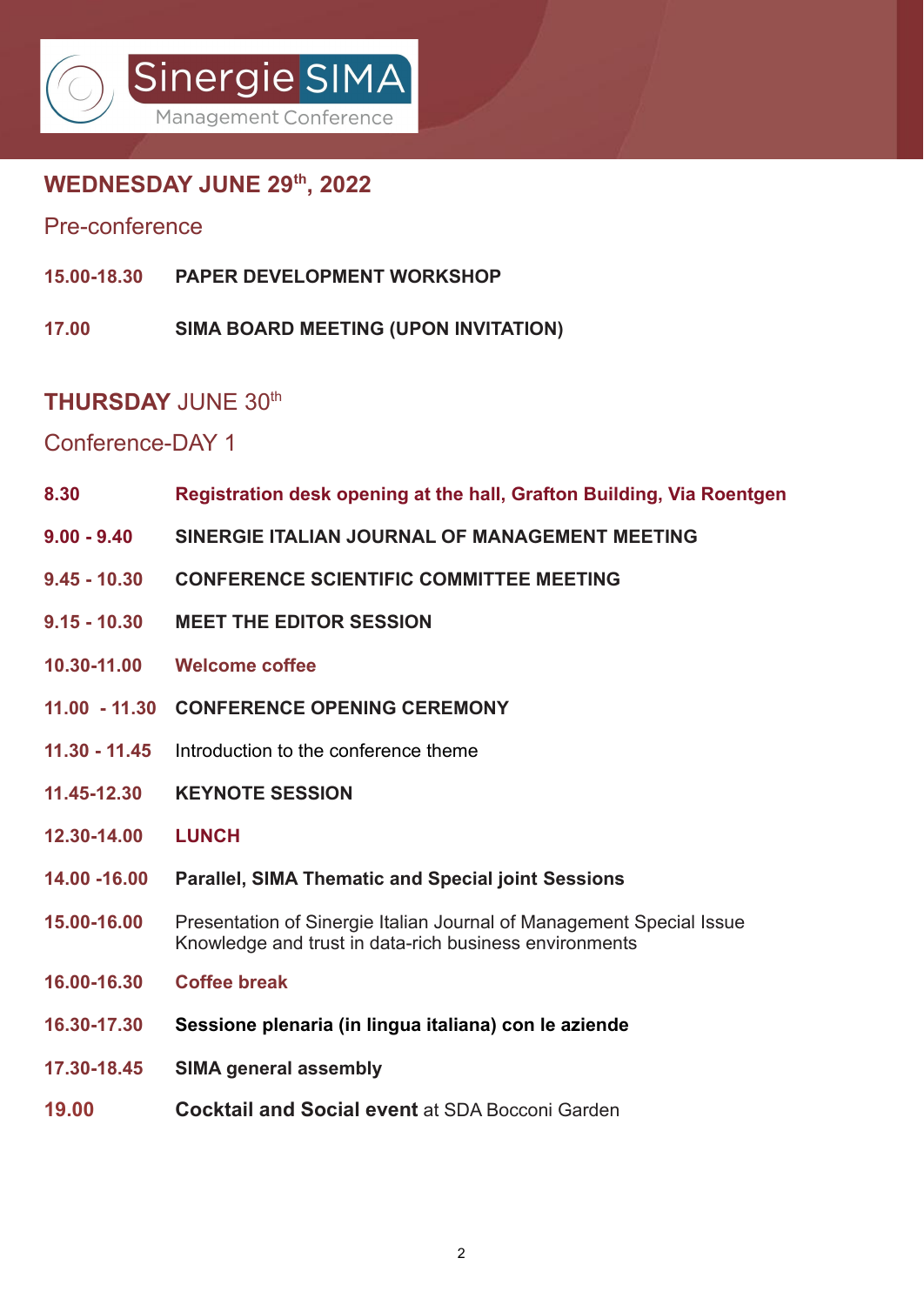Sinergie SIMA Management Conference

## WEDNESDAY JUNE 29th, 2022

### Pre-conference

**15.00-18.30** **PAPER DEVELOPMENT WORKSHOP**

**17.00** **SIMA BOARD MEETING (UPON INVITATION)**

## THURSDAY JUNE 30th

### Conference-DAY 1

**8.30** **Registration desk opening at the hall, Grafton Building, Via Roentgen**

**9.00 - 9.40** **SINERGIE ITALIAN JOURNAL OF MANAGEMENT MEETING**

**9.45 - 10.30** **CONFERENCE SCIENTIFIC COMMITTEE MEETING**

**9.15 - 10.30** **MEET THE EDITOR SESSION**

**10.30-11.00** **Welcome coffee**

**11.00 - 11.30** **CONFERENCE OPENING CEREMONY**

**11.30 - 11.45** Introduction to the conference theme

**11.45-12.30** **KEYNOTE SESSION**

**12.30-14.00** **LUNCH**

**14.00 -16.00** **Parallel, SIMA Thematic and Special joint Sessions**

**15.00-16.00** Presentation of Sinergie Italian Journal of Management Special Issue
Knowledge and trust in data-rich business environments

**16.00-16.30** **Coffee break**

**16.30-17.30** **Sessione plenaria (in lingua italiana) con le aziende**

**17.30-18.45** **SIMA general assembly**

**19.00** **Cocktail and Social event** at SDA Bocconi Garden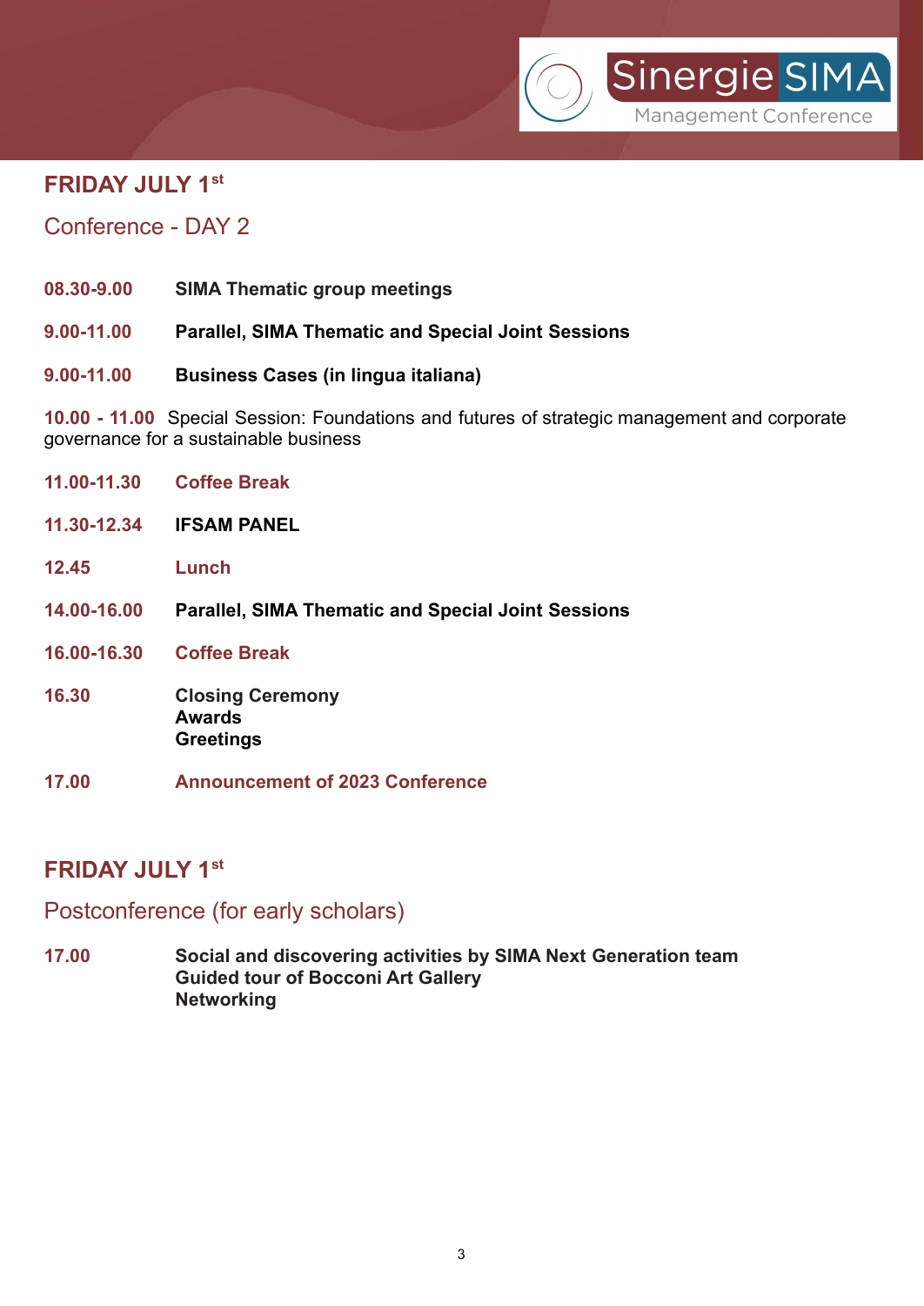## FRIDAY JULY 1st

### Conference - DAY 2

**08.30-9.00** **SIMA Thematic group meetings**

**9.00-11.00** **Parallel, SIMA Thematic and Special Joint Sessions**

**9.00-11.00** **Business Cases (in lingua italiana)**

**10.00 - 11.00** Special Session: Foundations and futures of strategic management and corporate governance for a sustainable business

**11.00-11.30** **Coffee Break**

**11.30-12.34** **IFSAM PANEL**

**12.45** **Lunch**

**14.00-16.00** **Parallel, SIMA Thematic and Special Joint Sessions**

**16.00-16.30** **Coffee Break**

**16.30** **Closing Ceremony**
**Awards**
**Greetings**

**17.00** **Announcement of 2023 Conference**

## FRIDAY JULY 1st

### Postconference (for early scholars)

**17.00** **Social and discovering activities by SIMA Next Generation team**
**Guided tour of Bocconi Art Gallery**
**Networking**